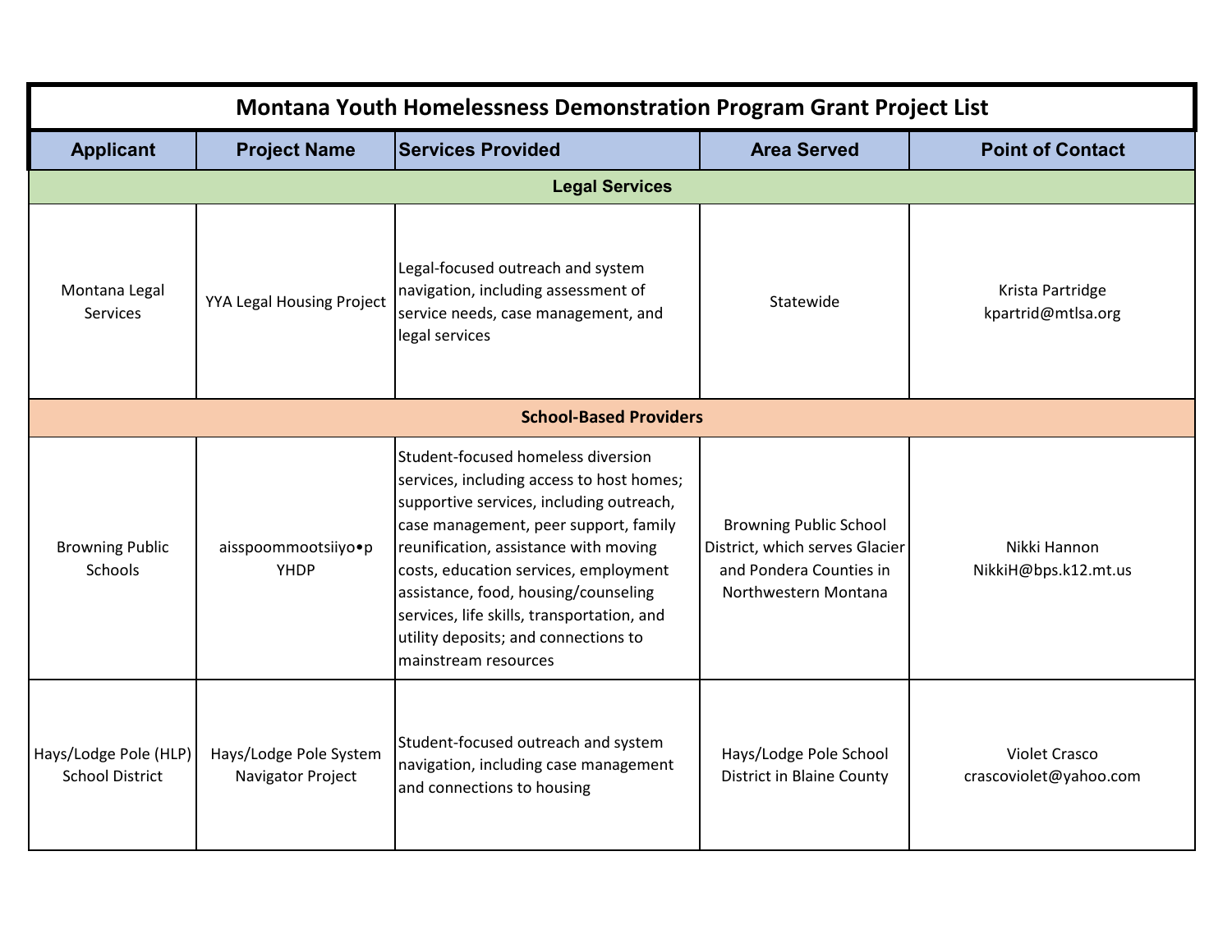# Montana Youth Homelessness Demonstration Program Grant Project List

| Applicant | Project Name | Services Provided | Area Served | Point of Contact |
|---|---|---|---|---|
| **Legal Services** | | | | |
| Montana Legal Services | YYA Legal Housing Project | Legal-focused outreach and system navigation, including assessment of service needs, case management, and legal services | Statewide | Krista Partridge kpartrid@mtlsa.org |
| **School-Based Providers** | | | | |
| Browning Public Schools | aisspoommootsiiyo•p YHDP | Student-focused homeless diversion services, including access to host homes; supportive services, including outreach, case management, peer support, family reunification, assistance with moving costs, education services, employment assistance, food, housing/counseling services, life skills, transportation, and utility deposits; and connections to mainstream resources | Browning Public School District, which serves Glacier and Pondera Counties in Northwestern Montana | Nikki Hannon NikkiH@bps.k12.mt.us |
| Hays/Lodge Pole (HLP) School District | Hays/Lodge Pole System Navigator Project | Student-focused outreach and system navigation, including case management and connections to housing | Hays/Lodge Pole School District in Blaine County | Violet Crasco crascoviolet@yahoo.com |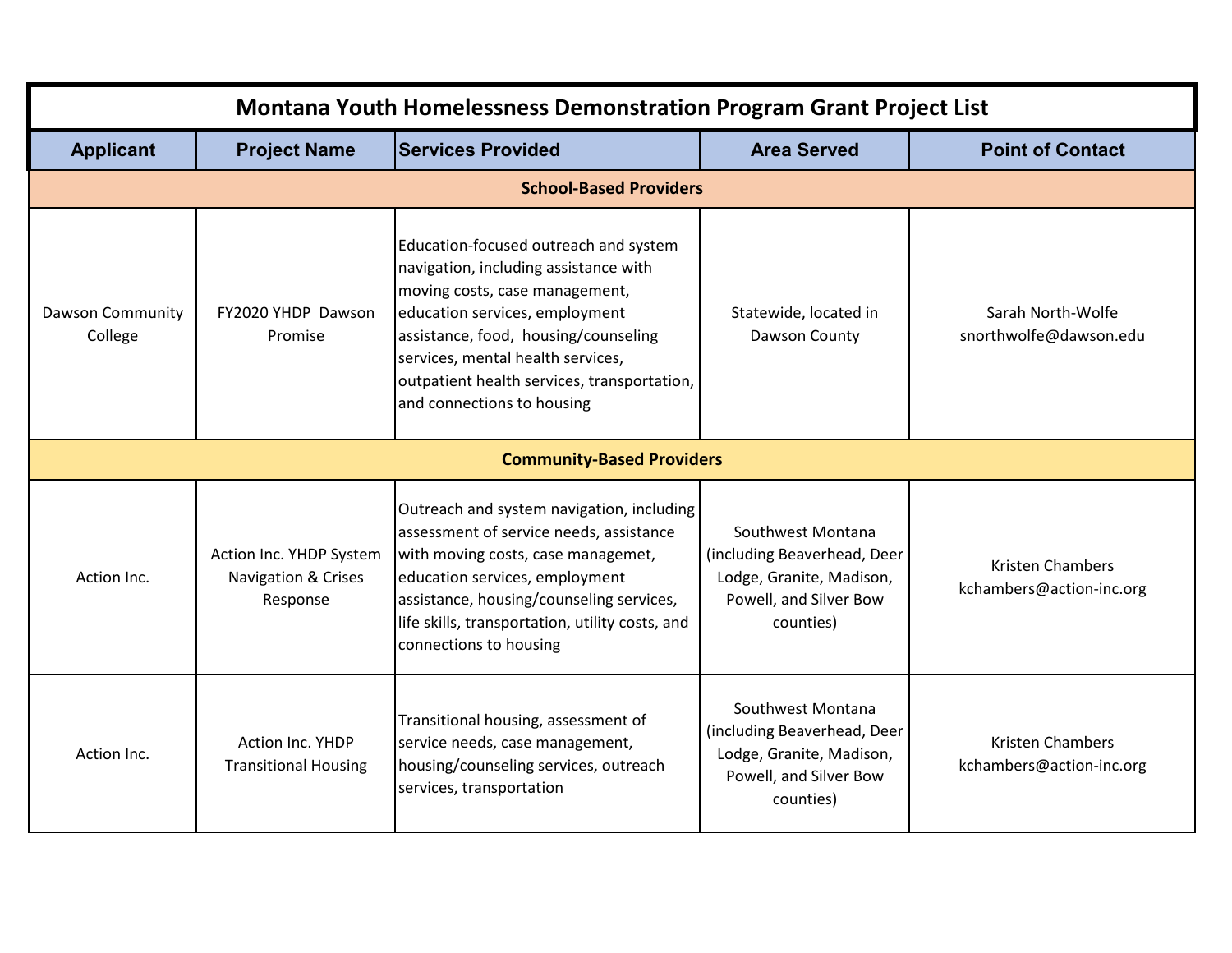# Montana Youth Homelessness Demonstration Program Grant Project List

| Applicant | Project Name | Services Provided | Area Served | Point of Contact |
|---|---|---|---|---|
| **School-Based Providers** | | | | |
| Dawson Community College | FY2020 YHDP Dawson Promise | Education-focused outreach and system navigation, including assistance with moving costs, case management, education services, employment assistance, food, housing/counseling services, mental health services, outpatient health services, transportation, and connections to housing | Statewide, located in Dawson County | Sarah North-Wolfe snorthwolfe@dawson.edu |
| **Community-Based Providers** | | | | |
| Action Inc. | Action Inc. YHDP System Navigation & Crises Response | Outreach and system navigation, including assessment of service needs, assistance with moving costs, case managemet, education services, employment assistance, housing/counseling services, life skills, transportation, utility costs, and connections to housing | Southwest Montana (including Beaverhead, Deer Lodge, Granite, Madison, Powell, and Silver Bow counties) | Kristen Chambers kchambers@action-inc.org |
| Action Inc. | Action Inc. YHDP Transitional Housing | Transitional housing, assessment of service needs, case management, housing/counseling services, outreach services, transportation | Southwest Montana (including Beaverhead, Deer Lodge, Granite, Madison, Powell, and Silver Bow counties) | Kristen Chambers kchambers@action-inc.org |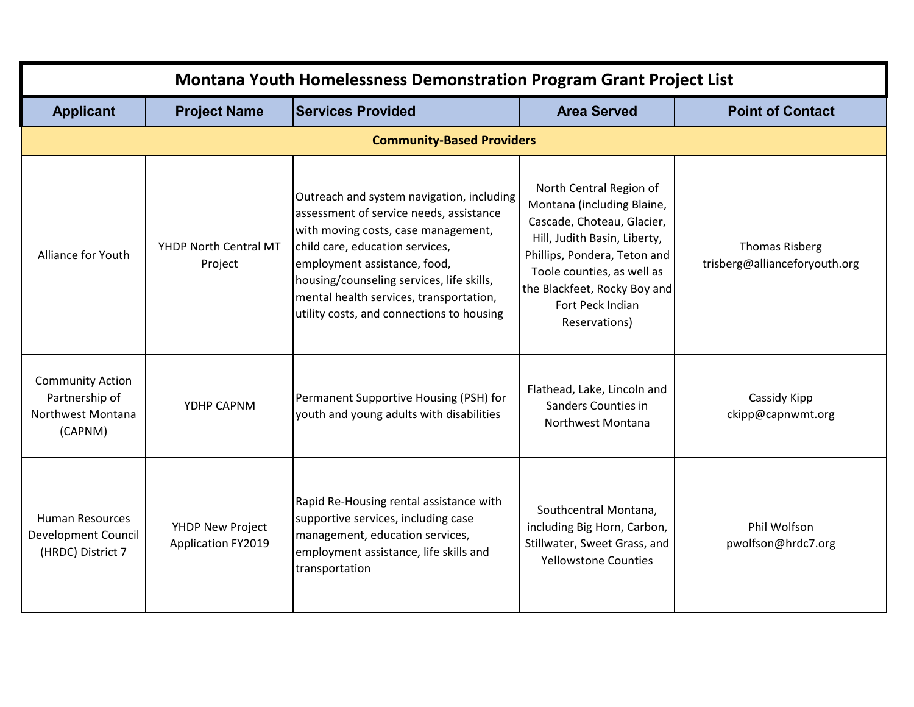| Montana Youth Homelessness Demonstration Program Grant Project List | | | | |
|---|---|---|---|---|
| **Applicant** | **Project Name** | **Services Provided** | **Area Served** | **Point of Contact** |
| **Community-Based Providers** | | | | |
| Alliance for Youth | YHDP North Central MT Project | Outreach and system navigation, including assessment of service needs, assistance with moving costs, case management, child care, education services, employment assistance, food, housing/counseling services, life skills, mental health services, transportation, utility costs, and connections to housing | North Central Region of Montana (including Blaine, Cascade, Choteau, Glacier, Hill, Judith Basin, Liberty, Phillips, Pondera, Teton and Toole counties, as well as the Blackfeet, Rocky Boy and Fort Peck Indian Reservations) | Thomas Risberg trisberg@allianceforyouth.org |
| Community Action Partnership of Northwest Montana (CAPNM) | YDHP CAPNM | Permanent Supportive Housing (PSH) for youth and young adults with disabilities | Flathead, Lake, Lincoln and Sanders Counties in Northwest Montana | Cassidy Kipp ckipp@capnwmt.org |
| Human Resources Development Council (HRDC) District 7 | YHDP New Project Application FY2019 | Rapid Re-Housing rental assistance with supportive services, including case management, education services, employment assistance, life skills and transportation | Southcentral Montana, including Big Horn, Carbon, Stillwater, Sweet Grass, and Yellowstone Counties | Phil Wolfson pwolfson@hrdc7.org |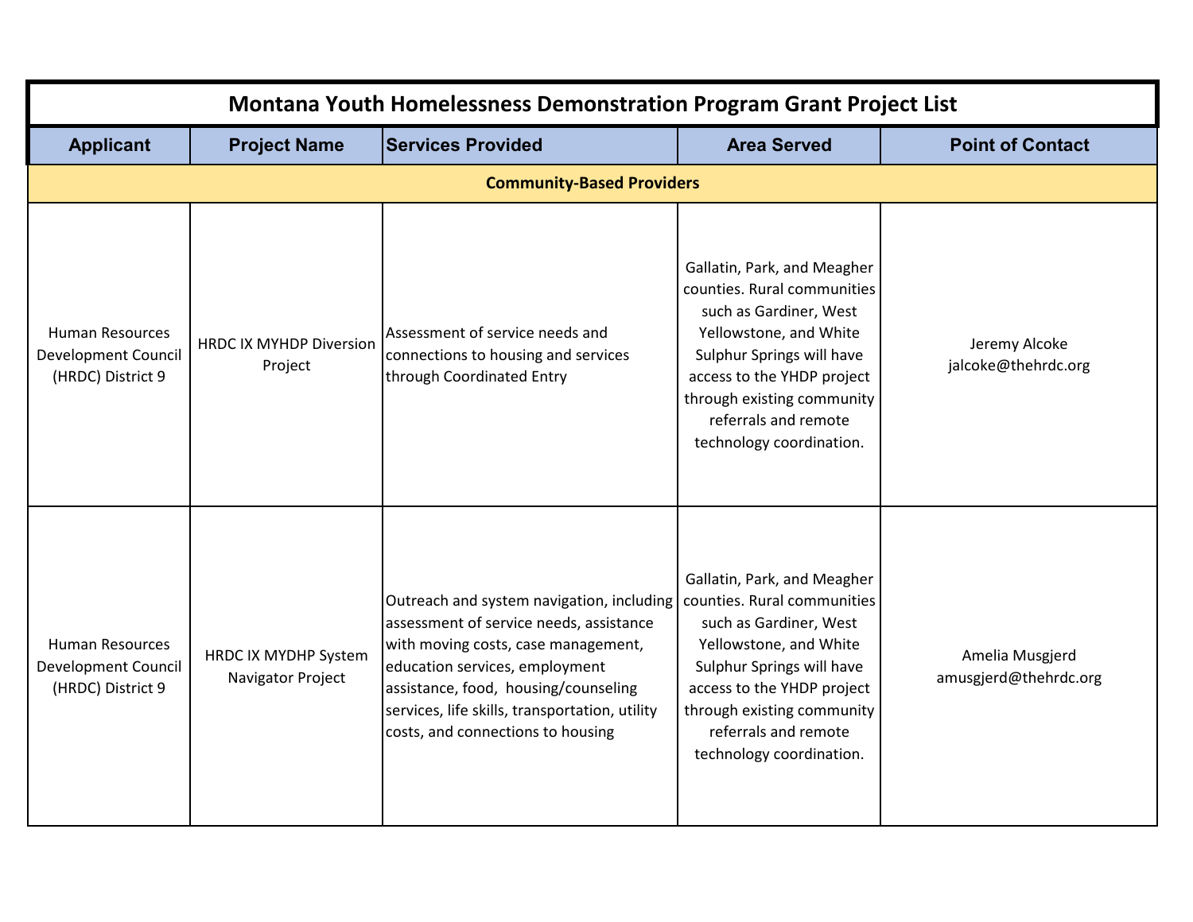| Montana Youth Homelessness Demonstration Program Grant Project List | | | | |
|---|---|---|---|---|
| **Applicant** | **Project Name** | **Services Provided** | **Area Served** | **Point of Contact** |
| **Community-Based Providers** | | | | |
| Human Resources Development Council (HRDC) District 9 | HRDC IX MYHDP Diversion Project | Assessment of service needs and connections to housing and services through Coordinated Entry | Gallatin, Park, and Meagher counties. Rural communities such as Gardiner, West Yellowstone, and White Sulphur Springs will have access to the YHDP project through existing community referrals and remote technology coordination. | Jeremy Alcoke jalcoke@thehrdc.org |
| Human Resources Development Council (HRDC) District 9 | HRDC IX MYDHP System Navigator Project | Outreach and system navigation, including assessment of service needs, assistance with moving costs, case management, education services, employment assistance, food, housing/counseling services, life skills, transportation, utility costs, and connections to housing | Gallatin, Park, and Meagher counties. Rural communities such as Gardiner, West Yellowstone, and White Sulphur Springs will have access to the YHDP project through existing community referrals and remote technology coordination. | Amelia Musgjerd amusgjerd@thehrdc.org |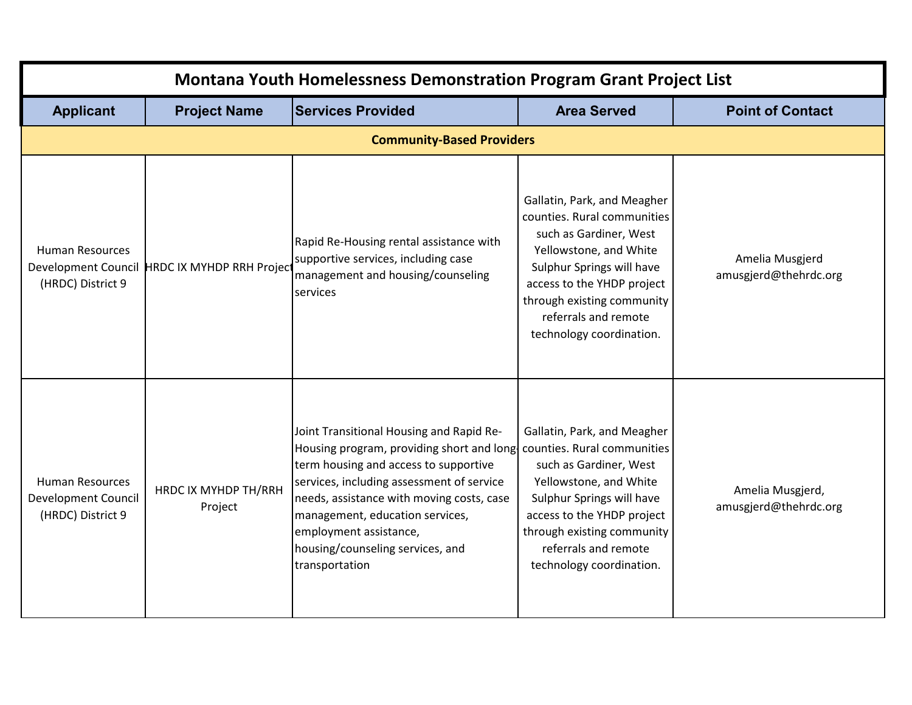| Montana Youth Homelessness Demonstration Program Grant Project List | | | | |
|---|---|---|---|---|
| **Applicant** | **Project Name** | **Services Provided** | **Area Served** | **Point of Contact** |
| **Community-Based Providers** | | | | |
| Human Resources Development Council (HRDC) District 9 | HRDC IX MYHDP RRH Project | Rapid Re-Housing rental assistance with supportive services, including case management and housing/counseling services | Gallatin, Park, and Meagher counties. Rural communities such as Gardiner, West Yellowstone, and White Sulphur Springs will have access to the YHDP project through existing community referrals and remote technology coordination. | Amelia Musgjerd amusgjerd@thehrdc.org |
| Human Resources Development Council (HRDC) District 9 | HRDC IX MYHDP TH/RRH Project | Joint Transitional Housing and Rapid Re-Housing program, providing short and long-term housing and access to supportive services, including assessment of service needs, assistance with moving costs, case management, education services, employment assistance, housing/counseling services, and transportation | Gallatin, Park, and Meagher counties. Rural communities such as Gardiner, West Yellowstone, and White Sulphur Springs will have access to the YHDP project through existing community referrals and remote technology coordination. | Amelia Musgjerd, amusgjerd@thehrdc.org |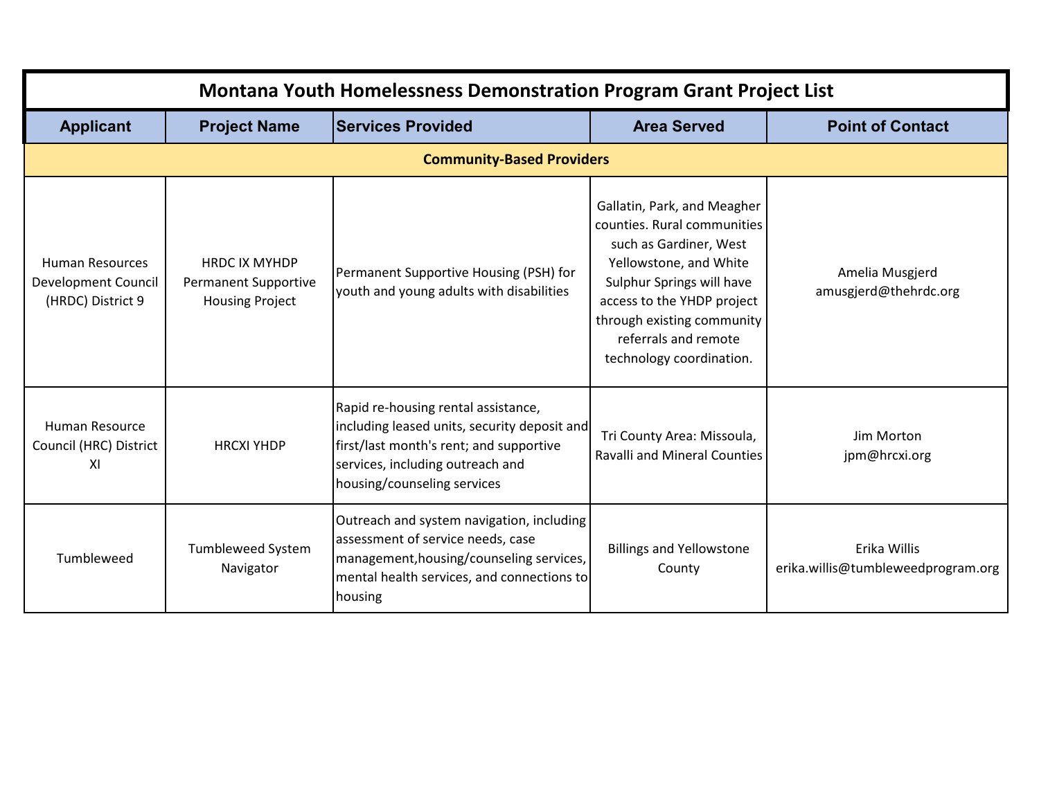| Montana Youth Homelessness Demonstration Program Grant Project List | | | | |
|---|---|---|---|---|
| **Applicant** | **Project Name** | **Services Provided** | **Area Served** | **Point of Contact** |
| **Community-Based Providers** | | | | |
| Human Resources Development Council (HRDC) District 9 | HRDC IX MYHDP Permanent Supportive Housing Project | Permanent Supportive Housing (PSH) for youth and young adults with disabilities | Gallatin, Park, and Meagher counties. Rural communities such as Gardiner, West Yellowstone, and White Sulphur Springs will have access to the YHDP project through existing community referrals and remote technology coordination. | Amelia Musgjerd amusgjerd@thehrdc.org |
| Human Resource Council (HRC) District XI | HRCXI YHDP | Rapid re-housing rental assistance, including leased units, security deposit and first/last month's rent; and supportive services, including outreach and housing/counseling services | Tri County Area: Missoula, Ravalli and Mineral Counties | Jim Morton jpm@hrcxi.org |
| Tumbleweed | Tumbleweed System Navigator | Outreach and system navigation, including assessment of service needs, case management,housing/counseling services, mental health services, and connections to housing | Billings and Yellowstone County | Erika Willis erika.willis@tumbleweedprogram.org |